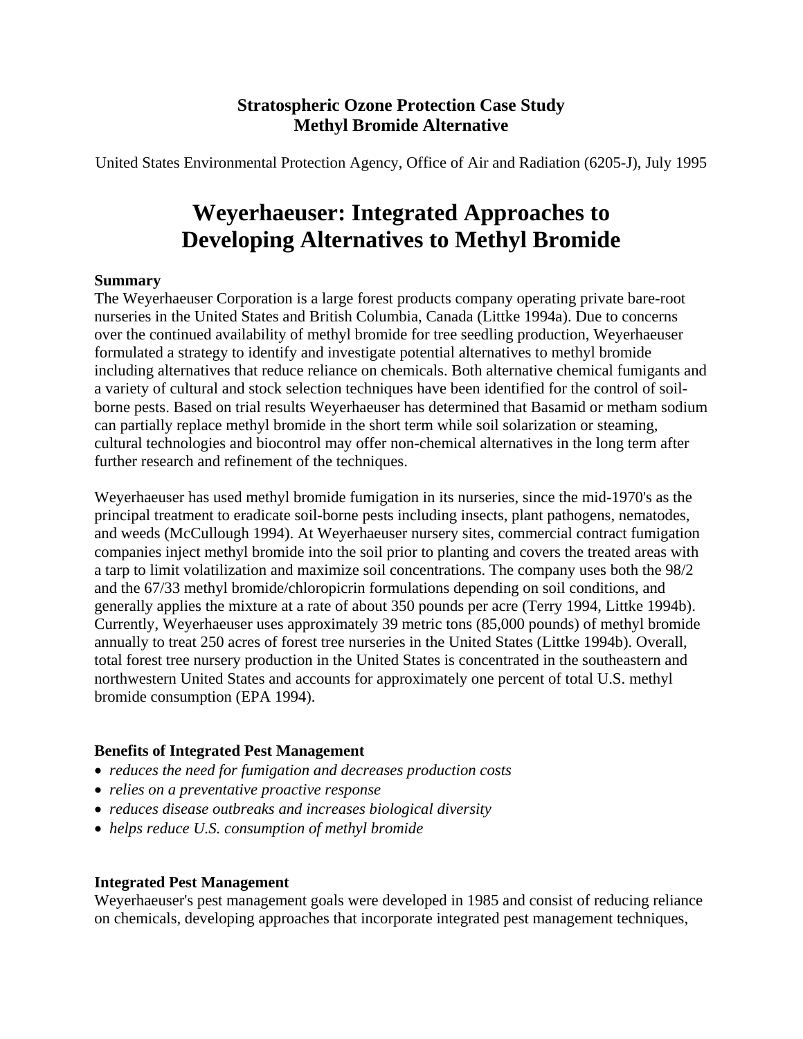**Stratospheric Ozone Protection Case Study**
**Methyl Bromide Alternative**

United States Environmental Protection Agency, Office of Air and Radiation (6205-J), July 1995

# Weyerhaeuser: Integrated Approaches to Developing Alternatives to Methyl Bromide

**Summary**

The Weyerhaeuser Corporation is a large forest products company operating private bare-root nurseries in the United States and British Columbia, Canada (Littke 1994a). Due to concerns over the continued availability of methyl bromide for tree seedling production, Weyerhaeuser formulated a strategy to identify and investigate potential alternatives to methyl bromide including alternatives that reduce reliance on chemicals. Both alternative chemical fumigants and a variety of cultural and stock selection techniques have been identified for the control of soil-borne pests. Based on trial results Weyerhaeuser has determined that Basamid or metham sodium can partially replace methyl bromide in the short term while soil solarization or steaming, cultural technologies and biocontrol may offer non-chemical alternatives in the long term after further research and refinement of the techniques.

Weyerhaeuser has used methyl bromide fumigation in its nurseries, since the mid-1970's as the principal treatment to eradicate soil-borne pests including insects, plant pathogens, nematodes, and weeds (McCullough 1994). At Weyerhaeuser nursery sites, commercial contract fumigation companies inject methyl bromide into the soil prior to planting and covers the treated areas with a tarp to limit volatilization and maximize soil concentrations. The company uses both the 98/2 and the 67/33 methyl bromide/chloropicrin formulations depending on soil conditions, and generally applies the mixture at a rate of about 350 pounds per acre (Terry 1994, Littke 1994b). Currently, Weyerhaeuser uses approximately 39 metric tons (85,000 pounds) of methyl bromide annually to treat 250 acres of forest tree nurseries in the United States (Littke 1994b). Overall, total forest tree nursery production in the United States is concentrated in the southeastern and northwestern United States and accounts for approximately one percent of total U.S. methyl bromide consumption (EPA 1994).

**Benefits of Integrated Pest Management**

- *reduces the need for fumigation and decreases production costs*
- *relies on a preventative proactive response*
- *reduces disease outbreaks and increases biological diversity*
- *helps reduce U.S. consumption of methyl bromide*

**Integrated Pest Management**

Weyerhaeuser's pest management goals were developed in 1985 and consist of reducing reliance on chemicals, developing approaches that incorporate integrated pest management techniques,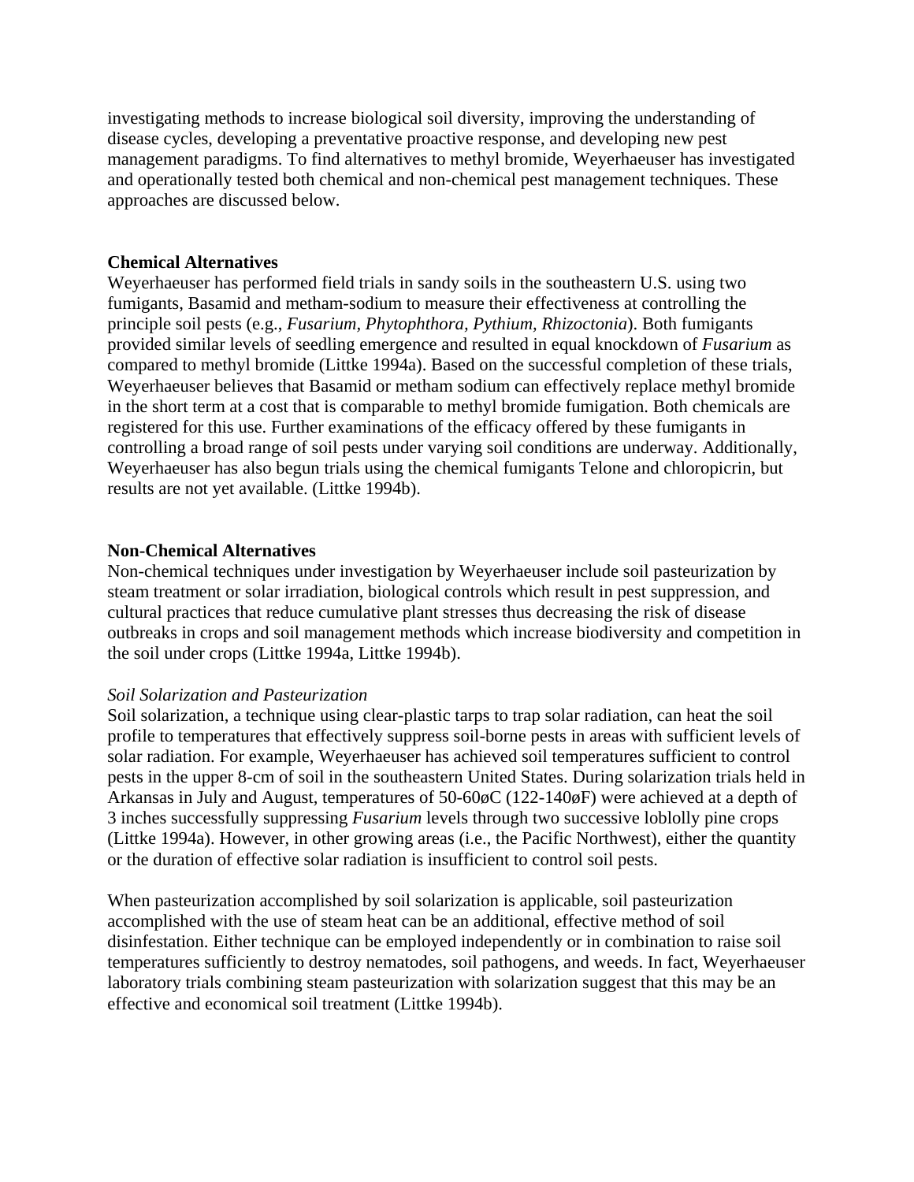investigating methods to increase biological soil diversity, improving the understanding of disease cycles, developing a preventative proactive response, and developing new pest management paradigms. To find alternatives to methyl bromide, Weyerhaeuser has investigated and operationally tested both chemical and non-chemical pest management techniques. These approaches are discussed below.

**Chemical Alternatives**

Weyerhaeuser has performed field trials in sandy soils in the southeastern U.S. using two fumigants, Basamid and metham-sodium to measure their effectiveness at controlling the principle soil pests (e.g., *Fusarium, Phytophthora, Pythium, Rhizoctonia*). Both fumigants provided similar levels of seedling emergence and resulted in equal knockdown of *Fusarium* as compared to methyl bromide (Littke 1994a). Based on the successful completion of these trials, Weyerhaeuser believes that Basamid or metham sodium can effectively replace methyl bromide in the short term at a cost that is comparable to methyl bromide fumigation. Both chemicals are registered for this use. Further examinations of the efficacy offered by these fumigants in controlling a broad range of soil pests under varying soil conditions are underway. Additionally, Weyerhaeuser has also begun trials using the chemical fumigants Telone and chloropicrin, but results are not yet available. (Littke 1994b).

**Non-Chemical Alternatives**

Non-chemical techniques under investigation by Weyerhaeuser include soil pasteurization by steam treatment or solar irradiation, biological controls which result in pest suppression, and cultural practices that reduce cumulative plant stresses thus decreasing the risk of disease outbreaks in crops and soil management methods which increase biodiversity and competition in the soil under crops (Littke 1994a, Littke 1994b).

*Soil Solarization and Pasteurization*

Soil solarization, a technique using clear-plastic tarps to trap solar radiation, can heat the soil profile to temperatures that effectively suppress soil-borne pests in areas with sufficient levels of solar radiation. For example, Weyerhaeuser has achieved soil temperatures sufficient to control pests in the upper 8-cm of soil in the southeastern United States. During solarization trials held in Arkansas in July and August, temperatures of 50-60øC (122-140øF) were achieved at a depth of 3 inches successfully suppressing *Fusarium* levels through two successive loblolly pine crops (Littke 1994a). However, in other growing areas (i.e., the Pacific Northwest), either the quantity or the duration of effective solar radiation is insufficient to control soil pests.

When pasteurization accomplished by soil solarization is applicable, soil pasteurization accomplished with the use of steam heat can be an additional, effective method of soil disinfestation. Either technique can be employed independently or in combination to raise soil temperatures sufficiently to destroy nematodes, soil pathogens, and weeds. In fact, Weyerhaeuser laboratory trials combining steam pasteurization with solarization suggest that this may be an effective and economical soil treatment (Littke 1994b).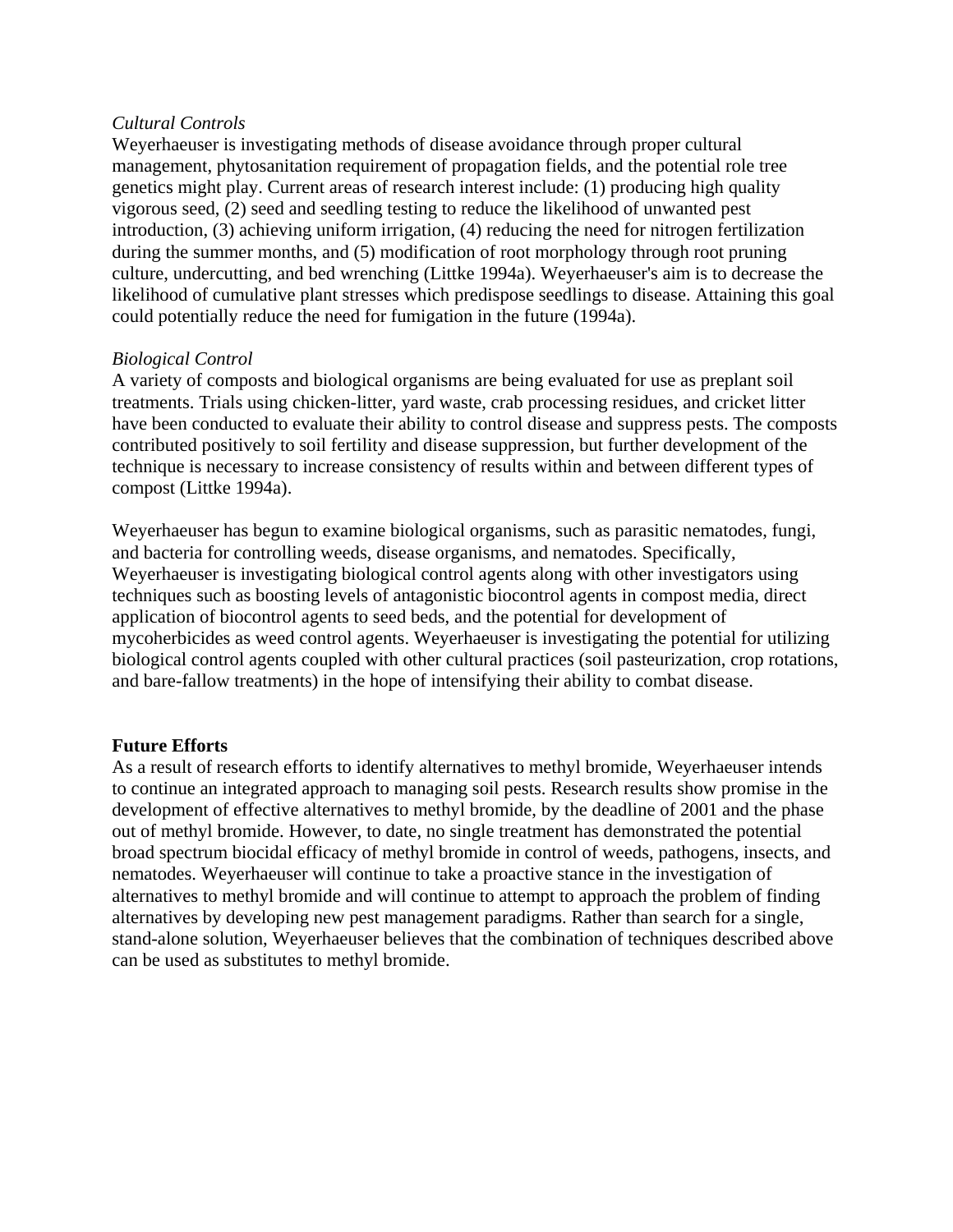*Cultural Controls*

Weyerhaeuser is investigating methods of disease avoidance through proper cultural management, phytosanitation requirement of propagation fields, and the potential role tree genetics might play. Current areas of research interest include: (1) producing high quality vigorous seed, (2) seed and seedling testing to reduce the likelihood of unwanted pest introduction, (3) achieving uniform irrigation, (4) reducing the need for nitrogen fertilization during the summer months, and (5) modification of root morphology through root pruning culture, undercutting, and bed wrenching (Littke 1994a). Weyerhaeuser's aim is to decrease the likelihood of cumulative plant stresses which predispose seedlings to disease. Attaining this goal could potentially reduce the need for fumigation in the future (1994a).

*Biological Control*

A variety of composts and biological organisms are being evaluated for use as preplant soil treatments. Trials using chicken-litter, yard waste, crab processing residues, and cricket litter have been conducted to evaluate their ability to control disease and suppress pests. The composts contributed positively to soil fertility and disease suppression, but further development of the technique is necessary to increase consistency of results within and between different types of compost (Littke 1994a).

Weyerhaeuser has begun to examine biological organisms, such as parasitic nematodes, fungi, and bacteria for controlling weeds, disease organisms, and nematodes. Specifically, Weyerhaeuser is investigating biological control agents along with other investigators using techniques such as boosting levels of antagonistic biocontrol agents in compost media, direct application of biocontrol agents to seed beds, and the potential for development of mycoherbicides as weed control agents. Weyerhaeuser is investigating the potential for utilizing biological control agents coupled with other cultural practices (soil pasteurization, crop rotations, and bare-fallow treatments) in the hope of intensifying their ability to combat disease.

**Future Efforts**

As a result of research efforts to identify alternatives to methyl bromide, Weyerhaeuser intends to continue an integrated approach to managing soil pests. Research results show promise in the development of effective alternatives to methyl bromide, by the deadline of 2001 and the phase out of methyl bromide. However, to date, no single treatment has demonstrated the potential broad spectrum biocidal efficacy of methyl bromide in control of weeds, pathogens, insects, and nematodes. Weyerhaeuser will continue to take a proactive stance in the investigation of alternatives to methyl bromide and will continue to attempt to approach the problem of finding alternatives by developing new pest management paradigms. Rather than search for a single, stand-alone solution, Weyerhaeuser believes that the combination of techniques described above can be used as substitutes to methyl bromide.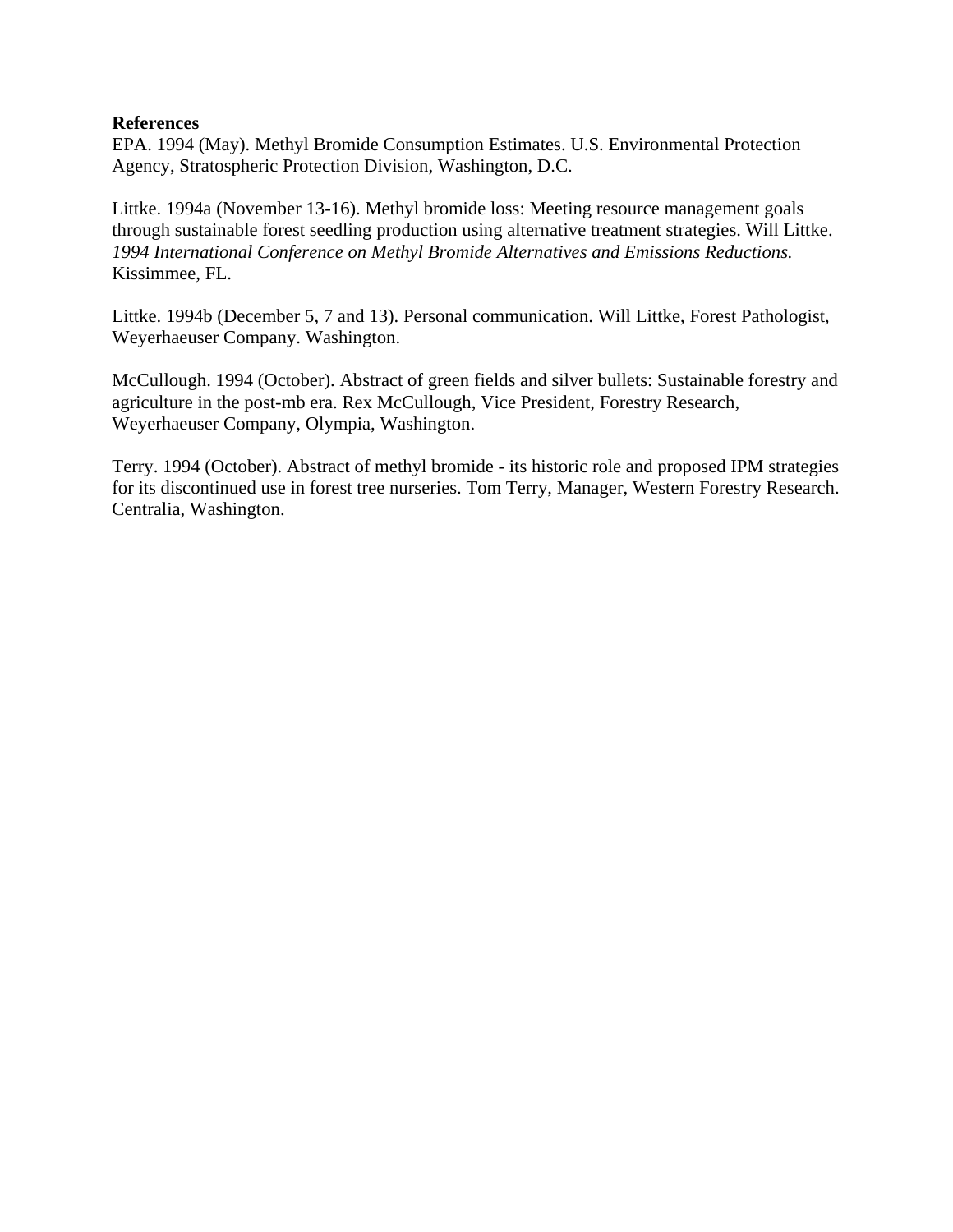**References**

EPA. 1994 (May). Methyl Bromide Consumption Estimates. U.S. Environmental Protection Agency, Stratospheric Protection Division, Washington, D.C.

Littke. 1994a (November 13-16). Methyl bromide loss: Meeting resource management goals through sustainable forest seedling production using alternative treatment strategies. Will Littke. *1994 International Conference on Methyl Bromide Alternatives and Emissions Reductions.* Kissimmee, FL.

Littke. 1994b (December 5, 7 and 13). Personal communication. Will Littke, Forest Pathologist, Weyerhaeuser Company. Washington.

McCullough. 1994 (October). Abstract of green fields and silver bullets: Sustainable forestry and agriculture in the post-mb era. Rex McCullough, Vice President, Forestry Research, Weyerhaeuser Company, Olympia, Washington.

Terry. 1994 (October). Abstract of methyl bromide - its historic role and proposed IPM strategies for its discontinued use in forest tree nurseries. Tom Terry, Manager, Western Forestry Research. Centralia, Washington.